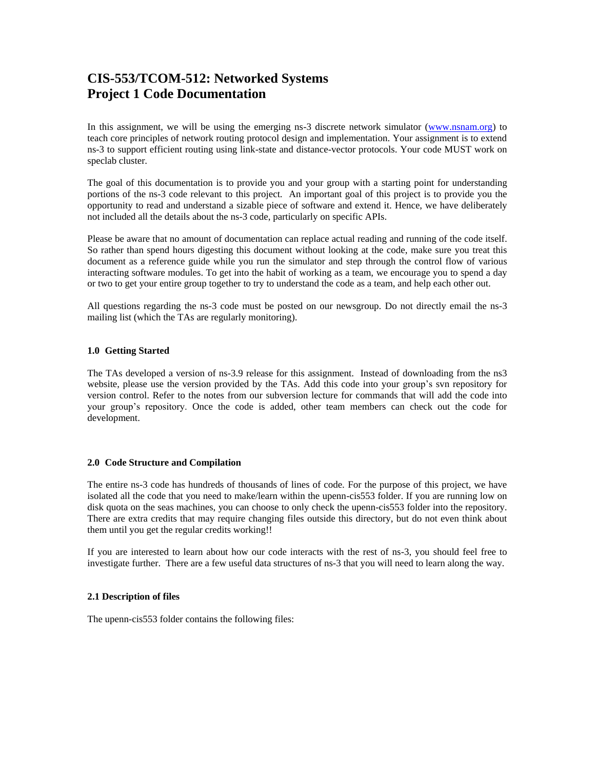# CIS-553/TCOM-512: Networked Systems
# Project 1 Code Documentation

In this assignment, we will be using the emerging ns-3 discrete network simulator (www.nsnam.org) to teach core principles of network routing protocol design and implementation. Your assignment is to extend ns-3 to support efficient routing using link-state and distance-vector protocols. Your code MUST work on speclab cluster.

The goal of this documentation is to provide you and your group with a starting point for understanding portions of the ns-3 code relevant to this project. An important goal of this project is to provide you the opportunity to read and understand a sizable piece of software and extend it. Hence, we have deliberately not included all the details about the ns-3 code, particularly on specific APIs.

Please be aware that no amount of documentation can replace actual reading and running of the code itself. So rather than spend hours digesting this document without looking at the code, make sure you treat this document as a reference guide while you run the simulator and step through the control flow of various interacting software modules. To get into the habit of working as a team, we encourage you to spend a day or two to get your entire group together to try to understand the code as a team, and help each other out.

All questions regarding the ns-3 code must be posted on our newsgroup. Do not directly email the ns-3 mailing list (which the TAs are regularly monitoring).

### 1.0 Getting Started

The TAs developed a version of ns-3.9 release for this assignment. Instead of downloading from the ns3 website, please use the version provided by the TAs. Add this code into your group's svn repository for version control. Refer to the notes from our subversion lecture for commands that will add the code into your group's repository. Once the code is added, other team members can check out the code for development.

### 2.0 Code Structure and Compilation

The entire ns-3 code has hundreds of thousands of lines of code. For the purpose of this project, we have isolated all the code that you need to make/learn within the upenn-cis553 folder. If you are running low on disk quota on the seas machines, you can choose to only check the upenn-cis553 folder into the repository. There are extra credits that may require changing files outside this directory, but do not even think about them until you get the regular credits working!!

If you are interested to learn about how our code interacts with the rest of ns-3, you should feel free to investigate further. There are a few useful data structures of ns-3 that you will need to learn along the way.

### 2.1 Description of files

The upenn-cis553 folder contains the following files: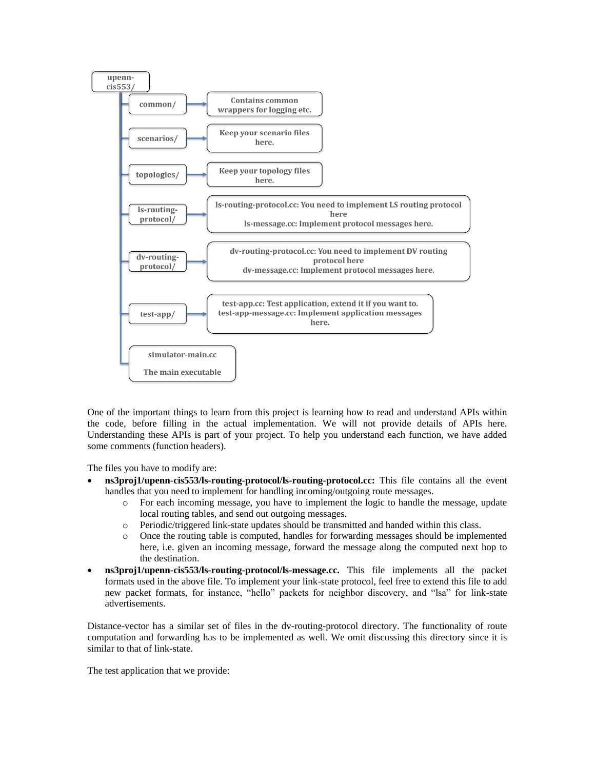- **upenn-cis553/**
  - **common/** → Contains common wrappers for logging etc.
  - **scenarios/** → Keep your scenario files here.
  - **topologies/** → Keep your topology files here.
  - **ls-routing-protocol/** → ls-routing-protocol.cc: You need to implement LS routing protocol here; ls-message.cc: Implement protocol messages here.
  - **dv-routing-protocol/** → dv-routing-protocol.cc: You need to implement DV routing protocol here; dv-message.cc: Implement protocol messages here.
  - **test-app/** → test-app.cc: Test application, extend it if you want to. test-app-message.cc: Implement application messages here.
  - **simulator-main.cc** — The main executable

One of the important things to learn from this project is learning how to read and understand APIs within the code, before filling in the actual implementation. We will not provide details of APIs here. Understanding these APIs is part of your project. To help you understand each function, we have added some comments (function headers).

The files you have to modify are:

- **ns3proj1/upenn-cis553/ls-routing-protocol/ls-routing-protocol.cc:** This file contains all the event handles that you need to implement for handling incoming/outgoing route messages.
  - For each incoming message, you have to implement the logic to handle the message, update local routing tables, and send out outgoing messages.
  - Periodic/triggered link-state updates should be transmitted and handed within this class.
  - Once the routing table is computed, handles for forwarding messages should be implemented here, i.e. given an incoming message, forward the message along the computed next hop to the destination.
- **ns3proj1/upenn-cis553/ls-routing-protocol/ls-message.cc.** This file implements all the packet formats used in the above file. To implement your link-state protocol, feel free to extend this file to add new packet formats, for instance, "hello" packets for neighbor discovery, and "lsa" for link-state advertisements.

Distance-vector has a similar set of files in the dv-routing-protocol directory. The functionality of route computation and forwarding has to be implemented as well. We omit discussing this directory since it is similar to that of link-state.

The test application that we provide: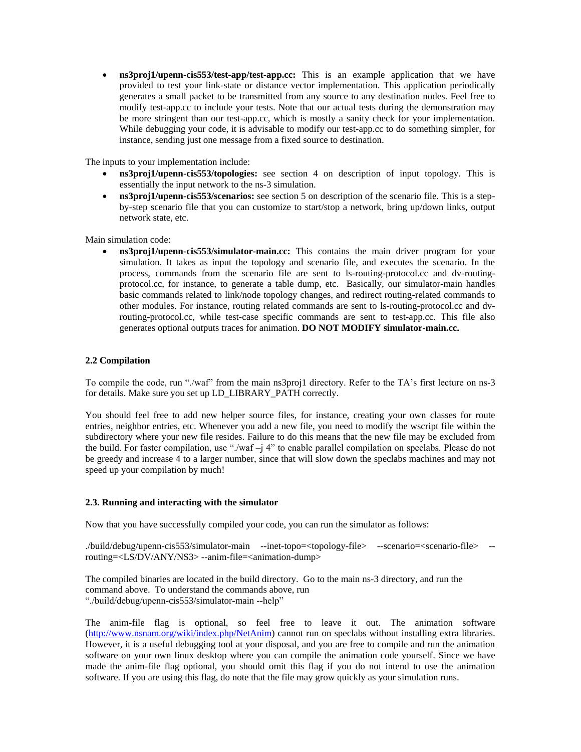- **ns3proj1/upenn-cis553/test-app/test-app.cc:** This is an example application that we have provided to test your link-state or distance vector implementation. This application periodically generates a small packet to be transmitted from any source to any destination nodes. Feel free to modify test-app.cc to include your tests. Note that our actual tests during the demonstration may be more stringent than our test-app.cc, which is mostly a sanity check for your implementation. While debugging your code, it is advisable to modify our test-app.cc to do something simpler, for instance, sending just one message from a fixed source to destination.

The inputs to your implementation include:

- **ns3proj1/upenn-cis553/topologies:** see section 4 on description of input topology. This is essentially the input network to the ns-3 simulation.
- **ns3proj1/upenn-cis553/scenarios:** see section 5 on description of the scenario file. This is a step-by-step scenario file that you can customize to start/stop a network, bring up/down links, output network state, etc.

Main simulation code:

- **ns3proj1/upenn-cis553/simulator-main.cc:** This contains the main driver program for your simulation. It takes as input the topology and scenario file, and executes the scenario. In the process, commands from the scenario file are sent to ls-routing-protocol.cc and dv-routing-protocol.cc, for instance, to generate a table dump, etc. Basically, our simulator-main handles basic commands related to link/node topology changes, and redirect routing-related commands to other modules. For instance, routing related commands are sent to ls-routing-protocol.cc and dv-routing-protocol.cc, while test-case specific commands are sent to test-app.cc. This file also generates optional outputs traces for animation. **DO NOT MODIFY simulator-main.cc.**

### 2.2 Compilation

To compile the code, run "./waf" from the main ns3proj1 directory. Refer to the TA's first lecture on ns-3 for details. Make sure you set up LD_LIBRARY_PATH correctly.

You should feel free to add new helper source files, for instance, creating your own classes for route entries, neighbor entries, etc. Whenever you add a new file, you need to modify the wscript file within the subdirectory where your new file resides. Failure to do this means that the new file may be excluded from the build. For faster compilation, use "./waf –j 4" to enable parallel compilation on speclabs. Please do not be greedy and increase 4 to a larger number, since that will slow down the speclabs machines and may not speed up your compilation by much!

### 2.3. Running and interacting with the simulator

Now that you have successfully compiled your code, you can run the simulator as follows:

./build/debug/upenn-cis553/simulator-main --inet-topo=<topology-file> --scenario=<scenario-file> --routing=<LS/DV/ANY/NS3> --anim-file=<animation-dump>

The compiled binaries are located in the build directory. Go to the main ns-3 directory, and run the command above. To understand the commands above, run "./build/debug/upenn-cis553/simulator-main --help"

The anim-file flag is optional, so feel free to leave it out. The animation software (http://www.nsnam.org/wiki/index.php/NetAnim) cannot run on speclabs without installing extra libraries. However, it is a useful debugging tool at your disposal, and you are free to compile and run the animation software on your own linux desktop where you can compile the animation code yourself. Since we have made the anim-file flag optional, you should omit this flag if you do not intend to use the animation software. If you are using this flag, do note that the file may grow quickly as your simulation runs.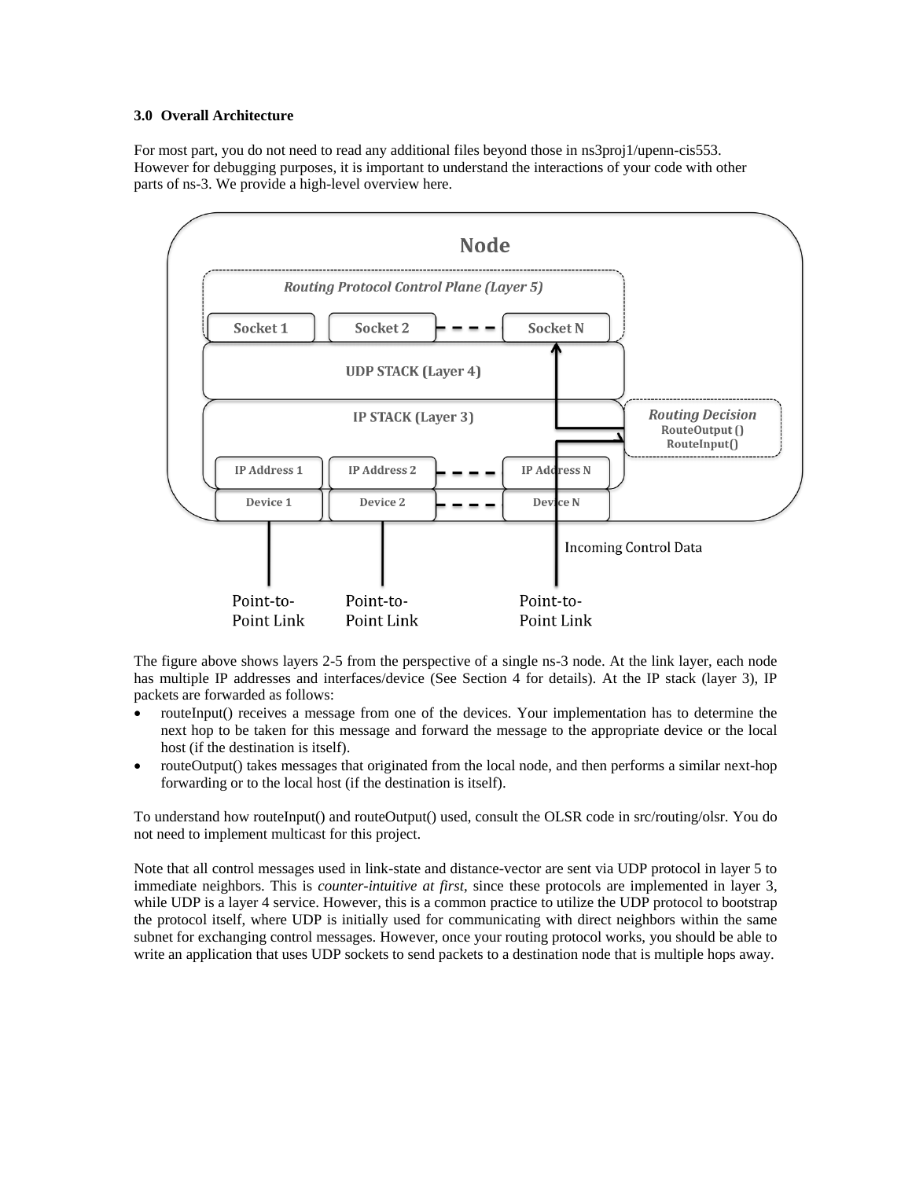### 3.0 Overall Architecture

For most part, you do not need to read any additional files beyond those in ns3proj1/upenn-cis553. However for debugging purposes, it is important to understand the interactions of your code with other parts of ns-3. We provide a high-level overview here.

The figure above shows layers 2-5 from the perspective of a single ns-3 node. At the link layer, each node has multiple IP addresses and interfaces/device (See Section 4 for details). At the IP stack (layer 3), IP packets are forwarded as follows:

- routeInput() receives a message from one of the devices. Your implementation has to determine the next hop to be taken for this message and forward the message to the appropriate device or the local host (if the destination is itself).
- routeOutput() takes messages that originated from the local node, and then performs a similar next-hop forwarding or to the local host (if the destination is itself).

To understand how routeInput() and routeOutput() used, consult the OLSR code in src/routing/olsr. You do not need to implement multicast for this project.

Note that all control messages used in link-state and distance-vector are sent via UDP protocol in layer 5 to immediate neighbors. This is *counter-intuitive at first*, since these protocols are implemented in layer 3, while UDP is a layer 4 service. However, this is a common practice to utilize the UDP protocol to bootstrap the protocol itself, where UDP is initially used for communicating with direct neighbors within the same subnet for exchanging control messages. However, once your routing protocol works, you should be able to write an application that uses UDP sockets to send packets to a destination node that is multiple hops away.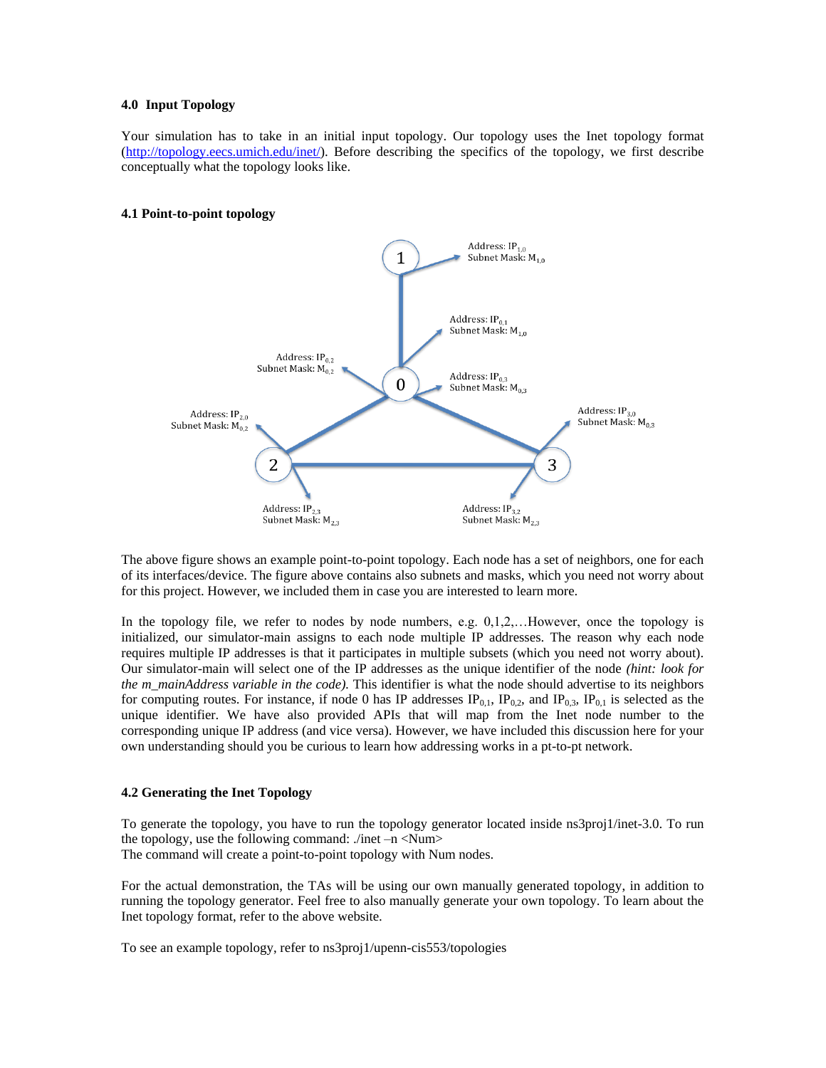### 4.0 Input Topology

Your simulation has to take in an initial input topology. Our topology uses the Inet topology format (http://topology.eecs.umich.edu/inet/). Before describing the specifics of the topology, we first describe conceptually what the topology looks like.

#### 4.1 Point-to-point topology

The above figure shows an example point-to-point topology. Each node has a set of neighbors, one for each of its interfaces/device. The figure above contains also subnets and masks, which you need not worry about for this project. However, we included them in case you are interested to learn more.

In the topology file, we refer to nodes by node numbers, e.g. 0,1,2,…However, once the topology is initialized, our simulator-main assigns to each node multiple IP addresses. The reason why each node requires multiple IP addresses is that it participates in multiple subsets (which you need not worry about). Our simulator-main will select one of the IP addresses as the unique identifier of the node *(hint: look for the m_mainAddress variable in the code).* This identifier is what the node should advertise to its neighbors for computing routes. For instance, if node 0 has IP addresses $IP_{0,1}$, $IP_{0,2}$, and $IP_{0,3}$, $IP_{0,1}$ is selected as the unique identifier. We have also provided APIs that will map from the Inet node number to the corresponding unique IP address (and vice versa). However, we have included this discussion here for your own understanding should you be curious to learn how addressing works in a pt-to-pt network.

#### 4.2 Generating the Inet Topology

To generate the topology, you have to run the topology generator located inside ns3proj1/inet-3.0. To run the topology, use the following command: ./inet –n <Num>
The command will create a point-to-point topology with Num nodes.

For the actual demonstration, the TAs will be using our own manually generated topology, in addition to running the topology generator. Feel free to also manually generate your own topology. To learn about the Inet topology format, refer to the above website.

To see an example topology, refer to ns3proj1/upenn-cis553/topologies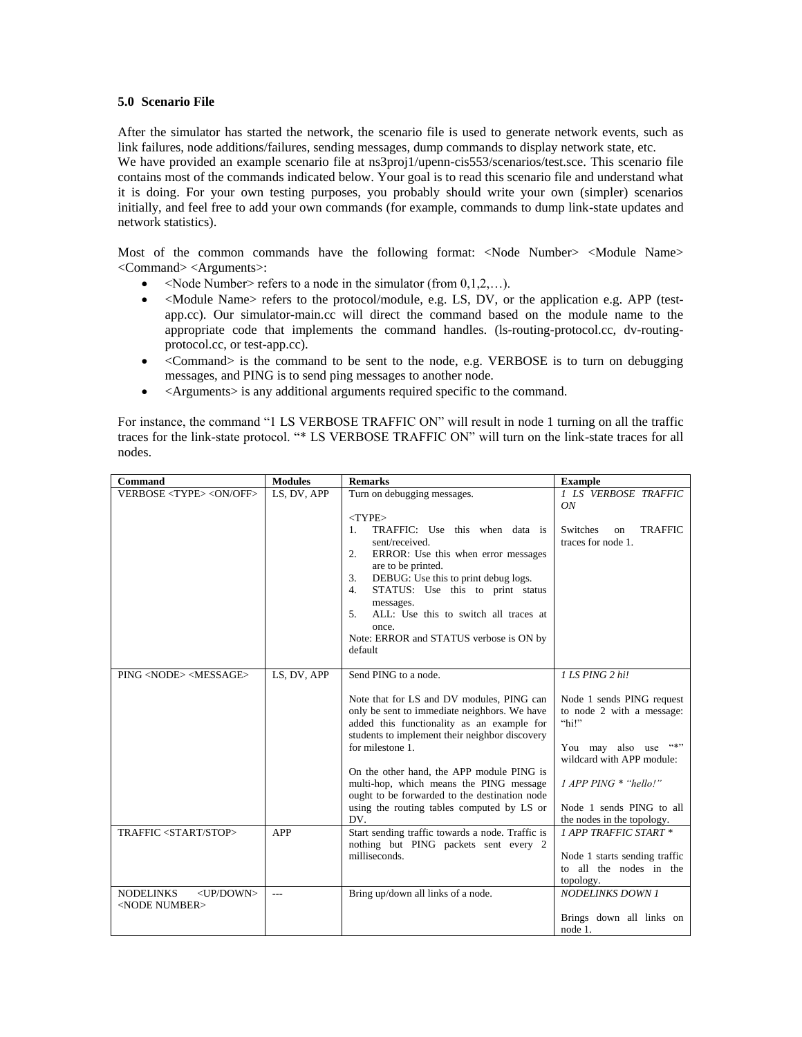### 5.0 Scenario File

After the simulator has started the network, the scenario file is used to generate network events, such as link failures, node additions/failures, sending messages, dump commands to display network state, etc. We have provided an example scenario file at ns3proj1/upenn-cis553/scenarios/test.sce. This scenario file contains most of the commands indicated below. Your goal is to read this scenario file and understand what it is doing. For your own testing purposes, you probably should write your own (simpler) scenarios initially, and feel free to add your own commands (for example, commands to dump link-state updates and network statistics).

Most of the common commands have the following format: <Node Number> <Module Name> <Command> <Arguments>:

- <Node Number> refers to a node in the simulator (from 0,1,2,…).
- <Module Name> refers to the protocol/module, e.g. LS, DV, or the application e.g. APP (test-app.cc). Our simulator-main.cc will direct the command based on the module name to the appropriate code that implements the command handles. (ls-routing-protocol.cc, dv-routing-protocol.cc, or test-app.cc).
- <Command> is the command to be sent to the node, e.g. VERBOSE is to turn on debugging messages, and PING is to send ping messages to another node.
- <Arguments> is any additional arguments required specific to the command.

For instance, the command "1 LS VERBOSE TRAFFIC ON" will result in node 1 turning on all the traffic traces for the link-state protocol. "* LS VERBOSE TRAFFIC ON" will turn on the link-state traces for all nodes.

| Command | Modules | Remarks | Example |
|---|---|---|---|
| VERBOSE <TYPE> <ON/OFF> | LS, DV, APP | Turn on debugging messages.<br><br><TYPE><br>1. TRAFFIC: Use this when data is sent/received.<br>2. ERROR: Use this when error messages are to be printed.<br>3. DEBUG: Use this to print debug logs.<br>4. STATUS: Use this to print status messages.<br>5. ALL: Use this to switch all traces at once.<br>Note: ERROR and STATUS verbose is ON by default | *1 LS VERBOSE TRAFFIC ON*<br><br>Switches on TRAFFIC traces for node 1. |
| PING <NODE> <MESSAGE> | LS, DV, APP | Send PING to a node.<br><br>Note that for LS and DV modules, PING can only be sent to immediate neighbors. We have added this functionality as an example for students to implement their neighbor discovery for milestone 1.<br><br>On the other hand, the APP module PING is multi-hop, which means the PING message ought to be forwarded to the destination node using the routing tables computed by LS or DV. | *1 LS PING 2 hi!*<br><br>Node 1 sends PING request to node 2 with a message: "hi!"<br><br>You may also use "*" wildcard with APP module:<br><br>*1 APP PING * "hello!"*<br><br>Node 1 sends PING to all the nodes in the topology. |
| TRAFFIC <START/STOP> | APP | Start sending traffic towards a node. Traffic is nothing but PING packets sent every 2 milliseconds. | *1 APP TRAFFIC START **<br><br>Node 1 starts sending traffic to all the nodes in the topology. |
| NODELINKS <UP/DOWN> <NODE NUMBER> | --- | Bring up/down all links of a node. | *NODELINKS DOWN 1*<br><br>Brings down all links on node 1. |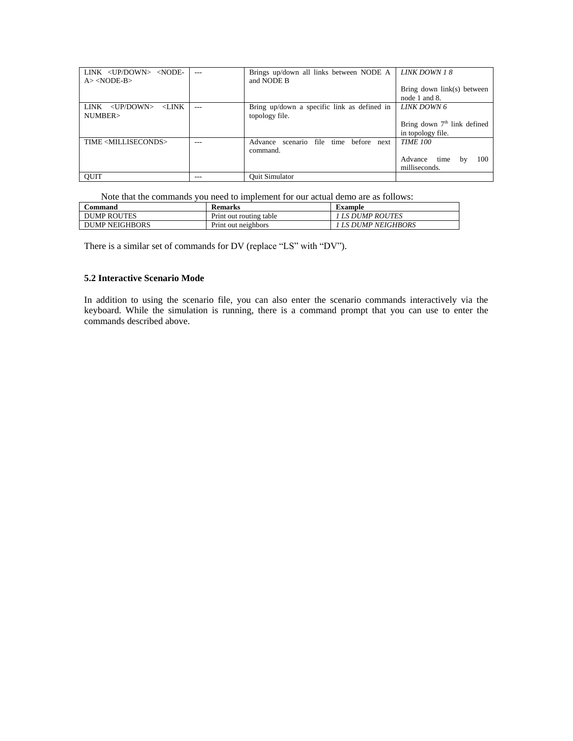| | | | |
|---|---|---|---|
| LINK <UP/DOWN> <NODE-A> <NODE-B> | --- | Brings up/down all links between NODE A and NODE B | *LINK DOWN 1 8*<br><br>Bring down link(s) between node 1 and 8. |
| LINK <UP/DOWN> <LINK NUMBER> | --- | Bring up/down a specific link as defined in topology file. | *LINK DOWN 6*<br><br>Bring down 7th link defined in topology file. |
| TIME <MILLISECONDS> | --- | Advance scenario file time before next command. | *TIME 100*<br><br>Advance time by 100 milliseconds. |
| QUIT | --- | Quit Simulator | |

Note that the commands you need to implement for our actual demo are as follows:

| **Command** | **Remarks** | **Example** |
|---|---|---|
| DUMP ROUTES | Print out routing table | *1 LS DUMP ROUTES* |
| DUMP NEIGHBORS | Print out neighbors | *1 LS DUMP NEIGHBORS* |

There is a similar set of commands for DV (replace "LS" with "DV").

### 5.2 Interactive Scenario Mode

In addition to using the scenario file, you can also enter the scenario commands interactively via the keyboard. While the simulation is running, there is a command prompt that you can use to enter the commands described above.